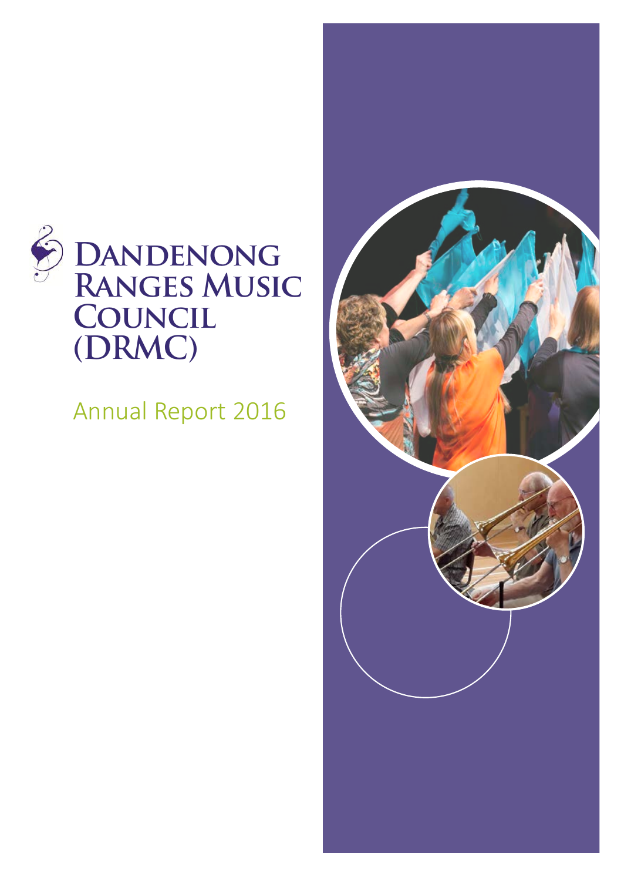# Dandenong Ranges Music Council (DRMC)

Annual Report 2016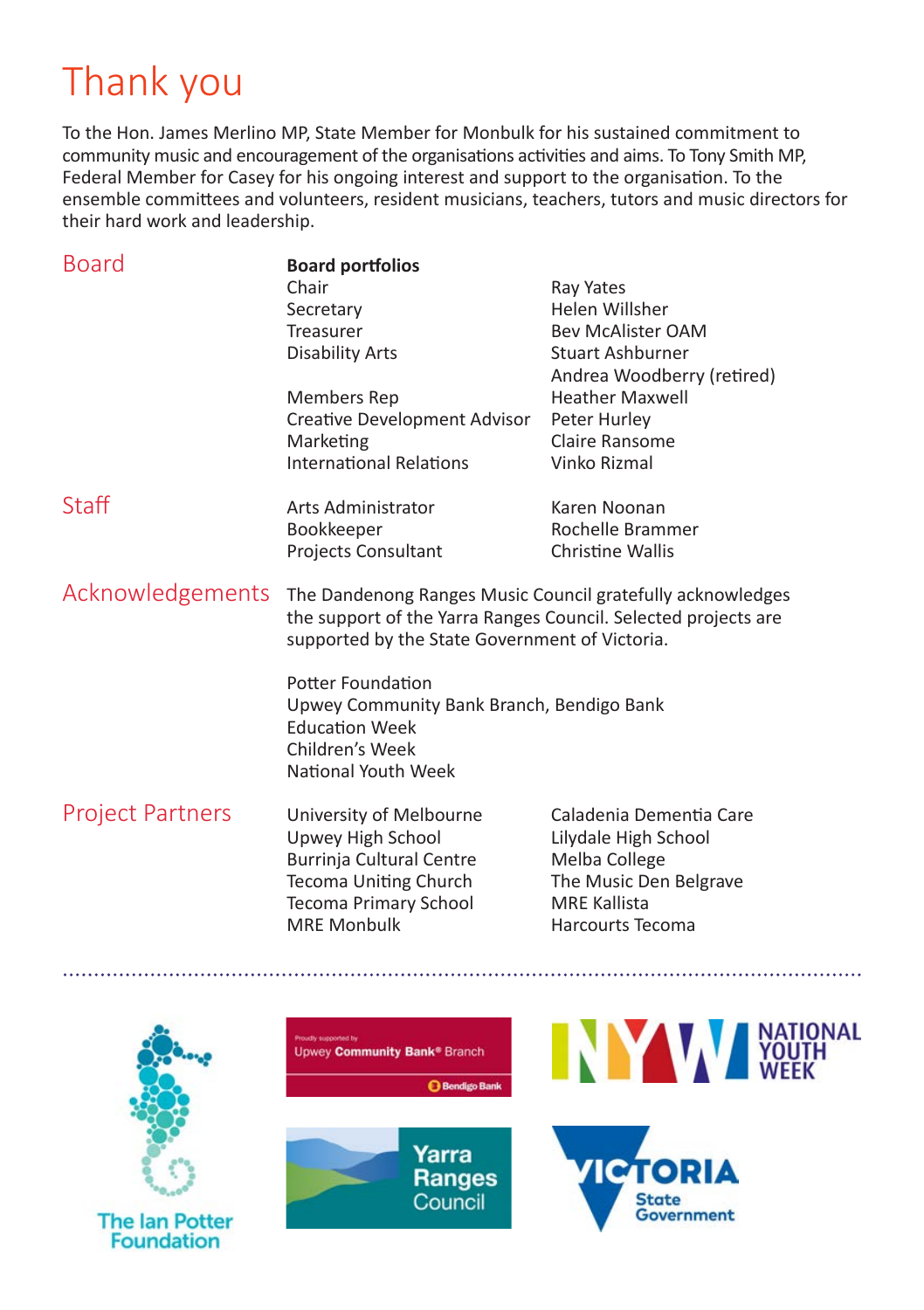# Thank you

To the Hon. James Merlino MP, State Member for Monbulk for his sustained commitment to community music and encouragement of the organisations activities and aims. To Tony Smith MP, Federal Member for Casey for his ongoing interest and support to the organisation. To the ensemble committees and volunteers, resident musicians, teachers, tutors and music directors for their hard work and leadership.

## Board

**Board portfolios**

| | |
|---|---|
| Chair | Ray Yates |
| Secretary | Helen Willsher |
| Treasurer | Bev McAlister OAM |
| Disability Arts | Stuart Ashburner |
| | Andrea Woodberry (retired) |
| Members Rep | Heather Maxwell |
| Creative Development Advisor | Peter Hurley |
| Marketing | Claire Ransome |
| International Relations | Vinko Rizmal |

## Staff

| | |
|---|---|
| Arts Administrator | Karen Noonan |
| Bookkeeper | Rochelle Brammer |
| Projects Consultant | Christine Wallis |

## Acknowledgements

The Dandenong Ranges Music Council gratefully acknowledges the support of the Yarra Ranges Council. Selected projects are supported by the State Government of Victoria.

Potter Foundation
Upwey Community Bank Branch, Bendigo Bank
Education Week
Children's Week
National Youth Week

## Project Partners

University of Melbourne
Upwey High School
Burrinja Cultural Centre
Tecoma Uniting Church
Tecoma Primary School
MRE Monbulk
Caladenia Dementia Care
Lilydale High School
Melba College
The Music Den Belgrave
MRE Kallista
Harcourts Tecoma

The Ian Potter Foundation

Proudly supported by Upwey Community Bank® Branch Bendigo Bank

National Youth Week

Yarra Ranges Council

Victoria State Government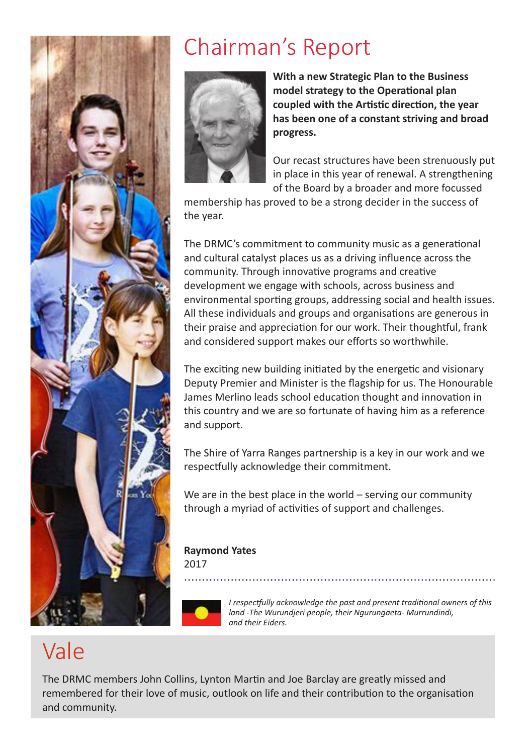# Chairman's Report

**With a new Strategic Plan to the Business model strategy to the Operational plan coupled with the Artistic direction, the year has been one of a constant striving and broad progress.**

Our recast structures have been strenuously put in place in this year of renewal. A strengthening of the Board by a broader and more focussed membership has proved to be a strong decider in the success of the year.

The DRMC's commitment to community music as a generational and cultural catalyst places us as a driving influence across the community. Through innovative programs and creative development we engage with schools, across business and environmental sporting groups, addressing social and health issues. All these individuals and groups and organisations are generous in their praise and appreciation for our work. Their thoughtful, frank and considered support makes our efforts so worthwhile.

The exciting new building initiated by the energetic and visionary Deputy Premier and Minister is the flagship for us. The Honourable James Merlino leads school education thought and innovation in this country and we are so fortunate of having him as a reference and support.

The Shire of Yarra Ranges partnership is a key in our work and we respectfully acknowledge their commitment.

We are in the best place in the world – serving our community through a myriad of activities of support and challenges.

**Raymond Yates**
2017

*I respectfully acknowledge the past and present traditional owners of this land -The Wurundjeri people, their Ngurungaeta- Murrundindi, and their Eiders.*

# Vale

The DRMC members John Collins, Lynton Martin and Joe Barclay are greatly missed and remembered for their love of music, outlook on life and their contribution to the organisation and community.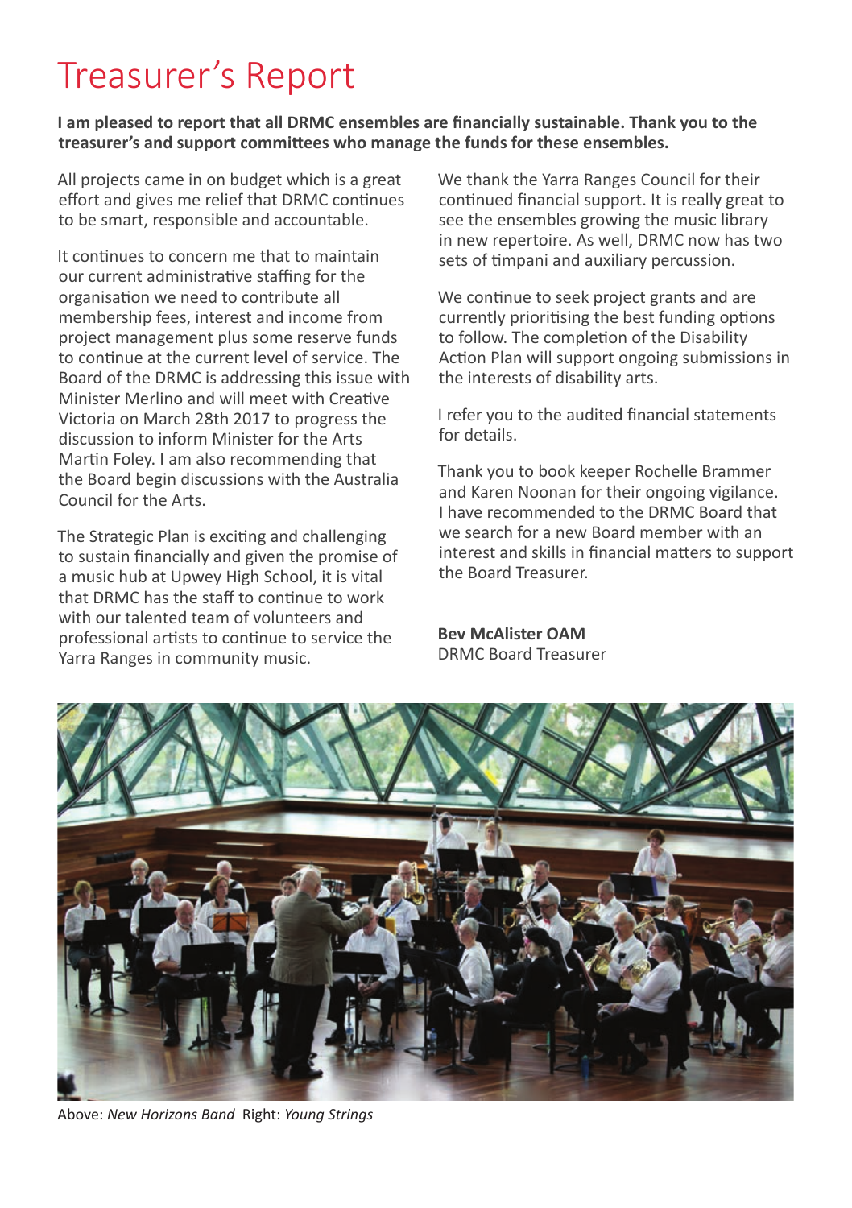# Treasurer's Report

**I am pleased to report that all DRMC ensembles are financially sustainable. Thank you to the treasurer's and support committees who manage the funds for these ensembles.**

All projects came in on budget which is a great effort and gives me relief that DRMC continues to be smart, responsible and accountable.

It continues to concern me that to maintain our current administrative staffing for the organisation we need to contribute all membership fees, interest and income from project management plus some reserve funds to continue at the current level of service. The Board of the DRMC is addressing this issue with Minister Merlino and will meet with Creative Victoria on March 28th 2017 to progress the discussion to inform Minister for the Arts Martin Foley. I am also recommending that the Board begin discussions with the Australia Council for the Arts.

The Strategic Plan is exciting and challenging to sustain financially and given the promise of a music hub at Upwey High School, it is vital that DRMC has the staff to continue to work with our talented team of volunteers and professional artists to continue to service the Yarra Ranges in community music.

We thank the Yarra Ranges Council for their continued financial support. It is really great to see the ensembles growing the music library in new repertoire. As well, DRMC now has two sets of timpani and auxiliary percussion.

We continue to seek project grants and are currently prioritising the best funding options to follow. The completion of the Disability Action Plan will support ongoing submissions in the interests of disability arts.

I refer you to the audited financial statements for details.

Thank you to book keeper Rochelle Brammer and Karen Noonan for their ongoing vigilance. I have recommended to the DRMC Board that we search for a new Board member with an interest and skills in financial matters to support the Board Treasurer.

**Bev McAlister OAM**
DRMC Board Treasurer

Above: *New Horizons Band* Right: *Young Strings*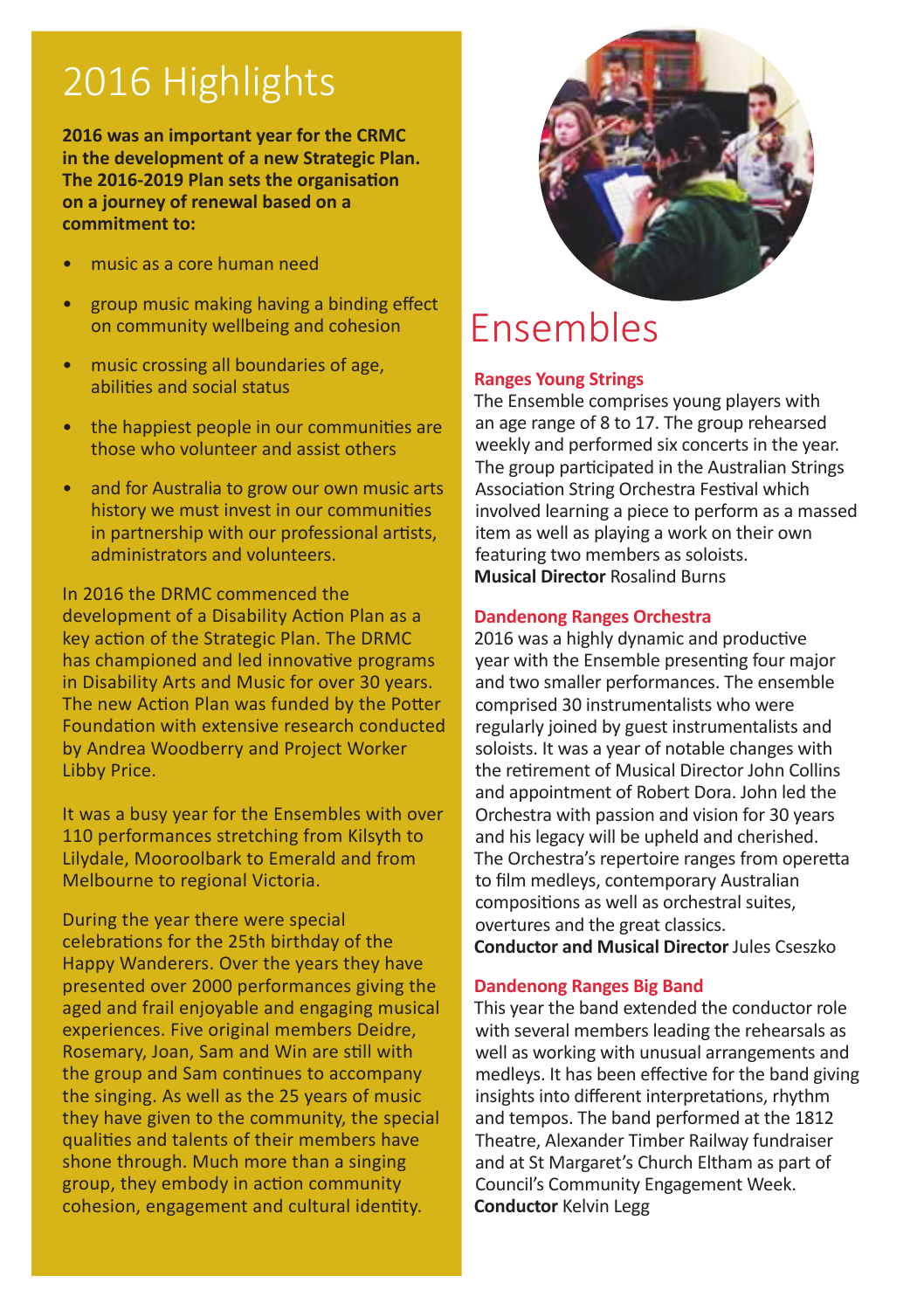# 2016 Highlights

**2016 was an important year for the CRMC in the development of a new Strategic Plan. The 2016-2019 Plan sets the organisation on a journey of renewal based on a commitment to:**

- music as a core human need
- group music making having a binding effect on community wellbeing and cohesion
- music crossing all boundaries of age, abilities and social status
- the happiest people in our communities are those who volunteer and assist others
- and for Australia to grow our own music arts history we must invest in our communities in partnership with our professional artists, administrators and volunteers.

In 2016 the DRMC commenced the development of a Disability Action Plan as a key action of the Strategic Plan. The DRMC has championed and led innovative programs in Disability Arts and Music for over 30 years. The new Action Plan was funded by the Potter Foundation with extensive research conducted by Andrea Woodberry and Project Worker Libby Price.

It was a busy year for the Ensembles with over 110 performances stretching from Kilsyth to Lilydale, Mooroolbark to Emerald and from Melbourne to regional Victoria.

During the year there were special celebrations for the 25th birthday of the Happy Wanderers. Over the years they have presented over 2000 performances giving the aged and frail enjoyable and engaging musical experiences. Five original members Deidre, Rosemary, Joan, Sam and Win are still with the group and Sam continues to accompany the singing. As well as the 25 years of music they have given to the community, the special qualities and talents of their members have shone through. Much more than a singing group, they embody in action community cohesion, engagement and cultural identity.

# Ensembles

### Ranges Young Strings

The Ensemble comprises young players with an age range of 8 to 17. The group rehearsed weekly and performed six concerts in the year. The group participated in the Australian Strings Association String Orchestra Festival which involved learning a piece to perform as a massed item as well as playing a work on their own featuring two members as soloists.
**Musical Director** Rosalind Burns

### Dandenong Ranges Orchestra

2016 was a highly dynamic and productive year with the Ensemble presenting four major and two smaller performances. The ensemble comprised 30 instrumentalists who were regularly joined by guest instrumentalists and soloists. It was a year of notable changes with the retirement of Musical Director John Collins and appointment of Robert Dora. John led the Orchestra with passion and vision for 30 years and his legacy will be upheld and cherished. The Orchestra's repertoire ranges from operetta to film medleys, contemporary Australian compositions as well as orchestral suites, overtures and the great classics.
**Conductor and Musical Director** Jules Cseszko

### Dandenong Ranges Big Band

This year the band extended the conductor role with several members leading the rehearsals as well as working with unusual arrangements and medleys. It has been effective for the band giving insights into different interpretations, rhythm and tempos. The band performed at the 1812 Theatre, Alexander Timber Railway fundraiser and at St Margaret's Church Eltham as part of Council's Community Engagement Week.
**Conductor** Kelvin Legg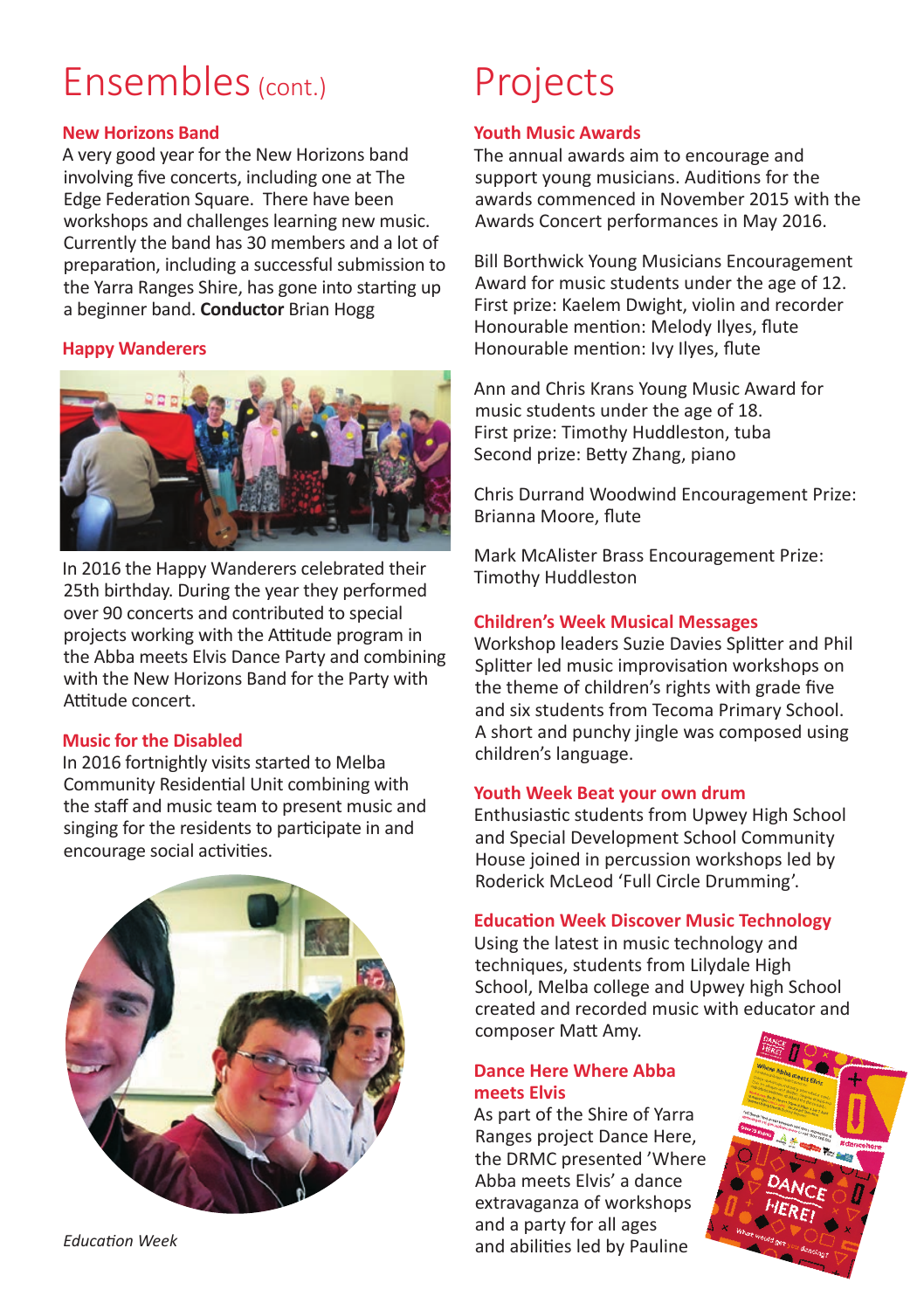# Ensembles (cont.)

### New Horizons Band

A very good year for the New Horizons band involving five concerts, including one at The Edge Federation Square. There have been workshops and challenges learning new music. Currently the band has 30 members and a lot of preparation, including a successful submission to the Yarra Ranges Shire, has gone into starting up a beginner band. **Conductor** Brian Hogg

### Happy Wanderers

In 2016 the Happy Wanderers celebrated their 25th birthday. During the year they performed over 90 concerts and contributed to special projects working with the Attitude program in the Abba meets Elvis Dance Party and combining with the New Horizons Band for the Party with Attitude concert.

### Music for the Disabled

In 2016 fortnightly visits started to Melba Community Residential Unit combining with the staff and music team to present music and singing for the residents to participate in and encourage social activities.

*Education Week*

# Projects

### Youth Music Awards

The annual awards aim to encourage and support young musicians. Auditions for the awards commenced in November 2015 with the Awards Concert performances in May 2016.

Bill Borthwick Young Musicians Encouragement Award for music students under the age of 12.
First prize: Kaelem Dwight, violin and recorder
Honourable mention: Melody Ilyes, flute
Honourable mention: Ivy Ilyes, flute

Ann and Chris Krans Young Music Award for music students under the age of 18.
First prize: Timothy Huddleston, tuba
Second prize: Betty Zhang, piano

Chris Durrand Woodwind Encouragement Prize: Brianna Moore, flute

Mark McAlister Brass Encouragement Prize: Timothy Huddleston

### Children's Week Musical Messages

Workshop leaders Suzie Davies Splitter and Phil Splitter led music improvisation workshops on the theme of children's rights with grade five and six students from Tecoma Primary School. A short and punchy jingle was composed using children's language.

### Youth Week Beat your own drum

Enthusiastic students from Upwey High School and Special Development School Community House joined in percussion workshops led by Roderick McLeod 'Full Circle Drumming'.

### Education Week Discover Music Technology

Using the latest in music technology and techniques, students from Lilydale High School, Melba college and Upwey high School created and recorded music with educator and composer Matt Amy.

### Dance Here Where Abba meets Elvis

As part of the Shire of Yarra Ranges project Dance Here, the DRMC presented 'Where Abba meets Elvis' a dance extravaganza of workshops and a party for all ages and abilities led by Pauline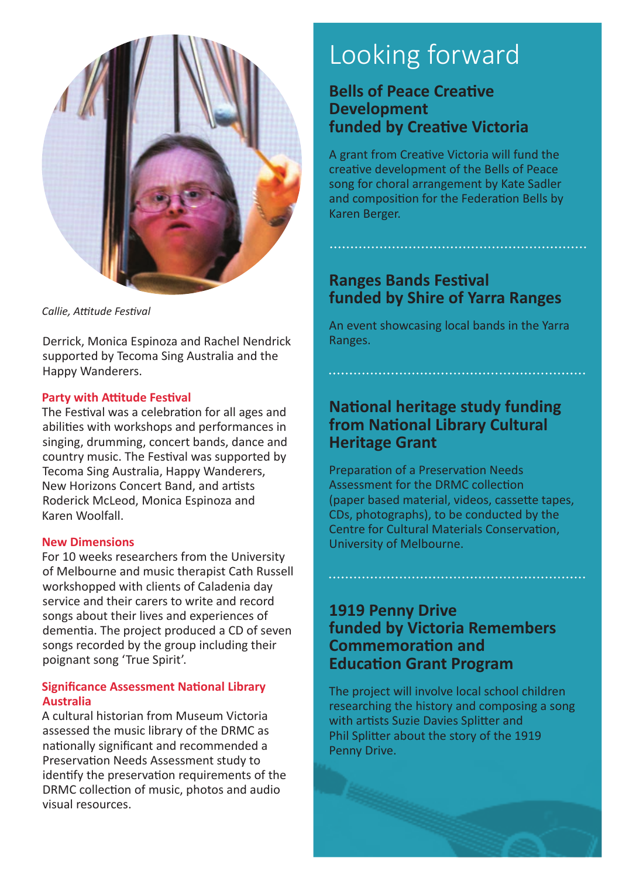*Callie, Attitude Festival*

Derrick, Monica Espinoza and Rachel Nendrick supported by Tecoma Sing Australia and the Happy Wanderers.

**Party with Attitude Festival**
The Festival was a celebration for all ages and abilities with workshops and performances in singing, drumming, concert bands, dance and country music. The Festival was supported by Tecoma Sing Australia, Happy Wanderers, New Horizons Concert Band, and artists Roderick McLeod, Monica Espinoza and Karen Woolfall.

**New Dimensions**
For 10 weeks researchers from the University of Melbourne and music therapist Cath Russell workshopped with clients of Caladenia day service and their carers to write and record songs about their lives and experiences of dementia. The project produced a CD of seven songs recorded by the group including their poignant song 'True Spirit'.

**Significance Assessment National Library Australia**
A cultural historian from Museum Victoria assessed the music library of the DRMC as nationally significant and recommended a Preservation Needs Assessment study to identify the preservation requirements of the DRMC collection of music, photos and audio visual resources.

# Looking forward

## Bells of Peace Creative Development funded by Creative Victoria

A grant from Creative Victoria will fund the creative development of the Bells of Peace song for choral arrangement by Kate Sadler and composition for the Federation Bells by Karen Berger.

## Ranges Bands Festival funded by Shire of Yarra Ranges

An event showcasing local bands in the Yarra Ranges.

## National heritage study funding from National Library Cultural Heritage Grant

Preparation of a Preservation Needs Assessment for the DRMC collection (paper based material, videos, cassette tapes, CDs, photographs), to be conducted by the Centre for Cultural Materials Conservation, University of Melbourne.

## 1919 Penny Drive funded by Victoria Remembers Commemoration and Education Grant Program

The project will involve local school children researching the history and composing a song with artists Suzie Davies Splitter and Phil Splitter about the story of the 1919 Penny Drive.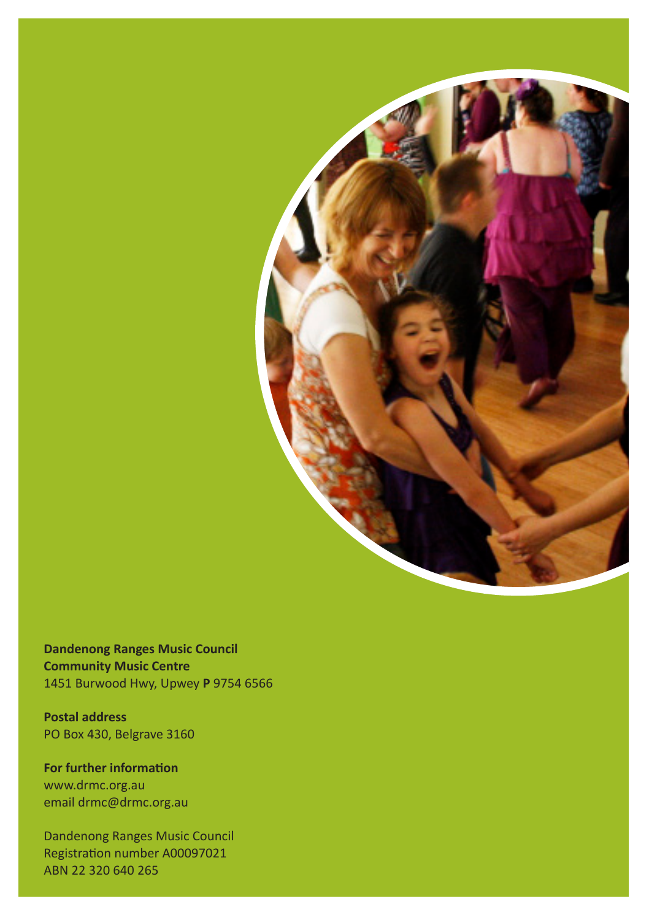**Dandenong Ranges Music Council**
**Community Music Centre**
1451 Burwood Hwy, Upwey **P** 9754 6566

**Postal address**
PO Box 430, Belgrave 3160

**For further information**
www.drmc.org.au
email drmc@drmc.org.au

Dandenong Ranges Music Council
Registration number A00097021
ABN 22 320 640 265